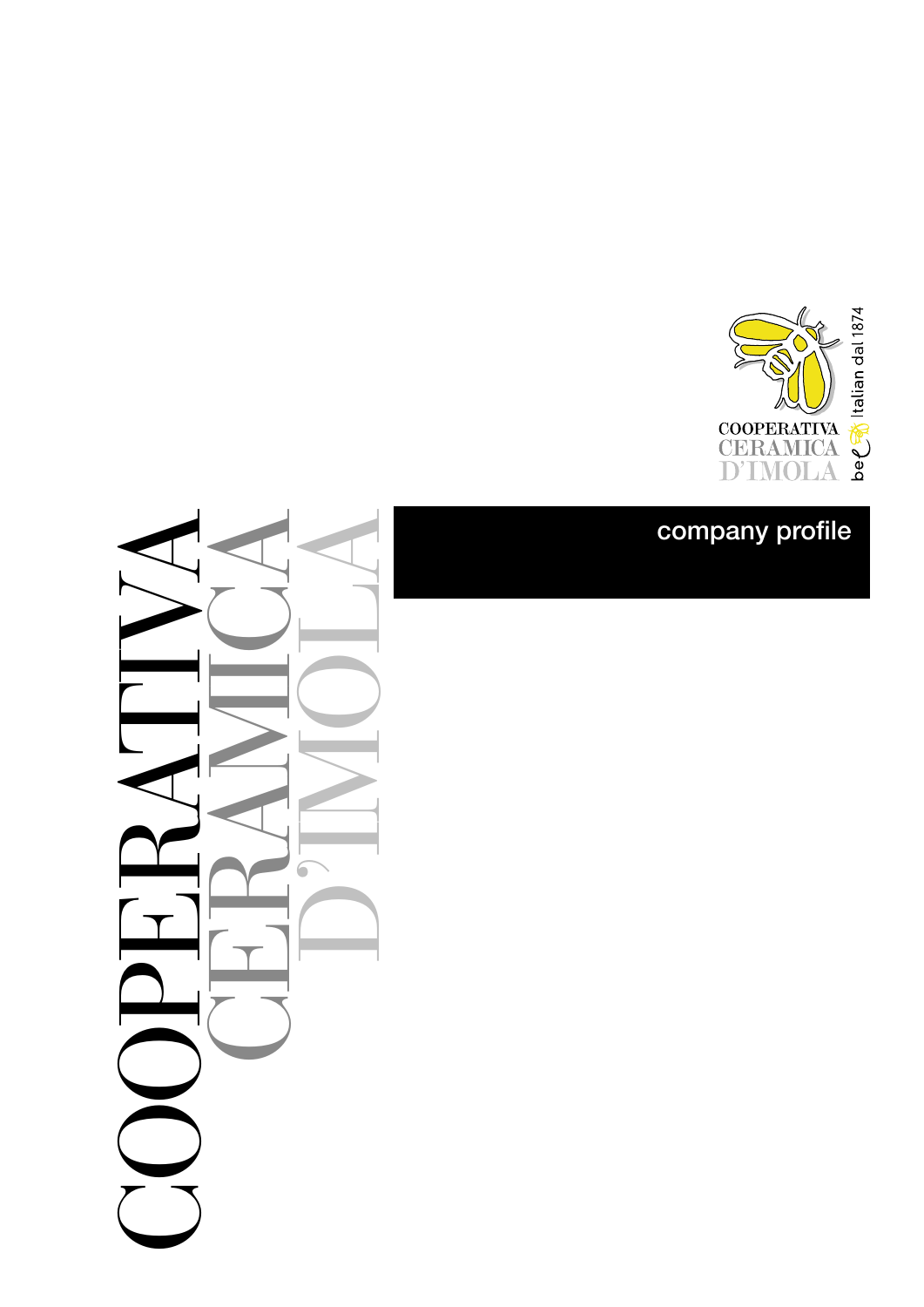COOPERATIVA CERAMICA D'IMOLA

be italian dal 1874

# COOPERATIVA CERAMICA D'IMOLA

## company profile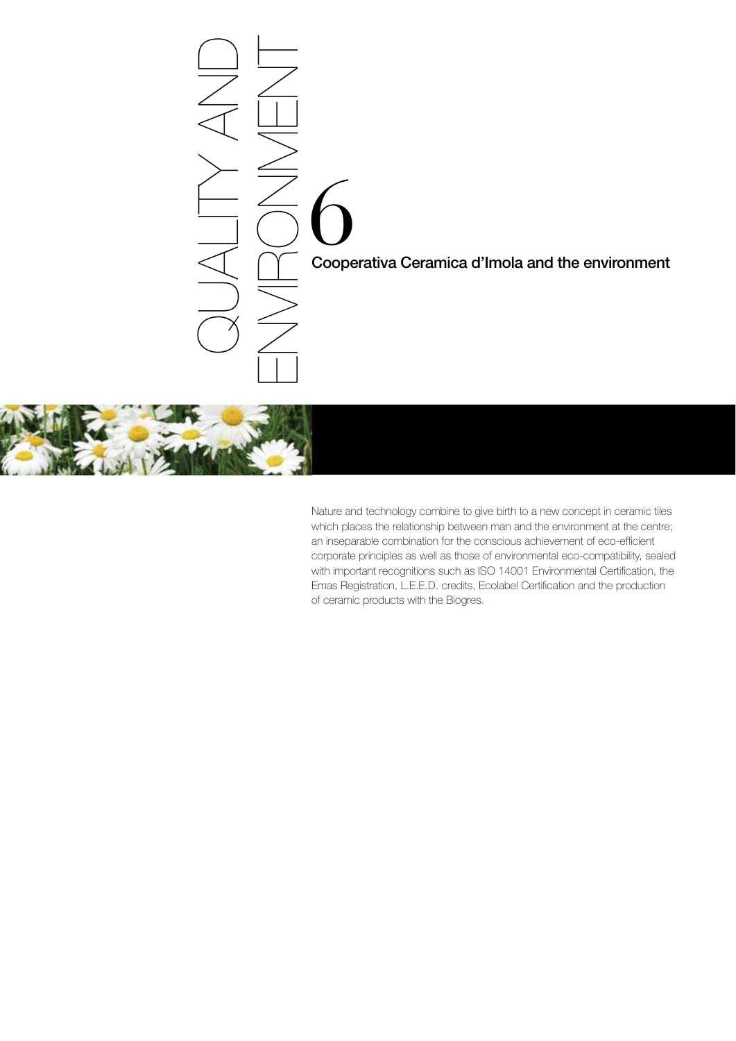# QUALITY AND ENVIRONMENT

# 6

## Cooperativa Ceramica d'Imola and the environment

Nature and technology combine to give birth to a new concept in ceramic tiles which places the relationship between man and the environment at the centre; an inseparable combination for the conscious achievement of eco-efficient corporate principles as well as those of environmental eco-compatibility, sealed with important recognitions such as ISO 14001 Environmental Certification, the Emas Registration, L.E.E.D. credits, Ecolabel Certification and the production of ceramic products with the Biogres.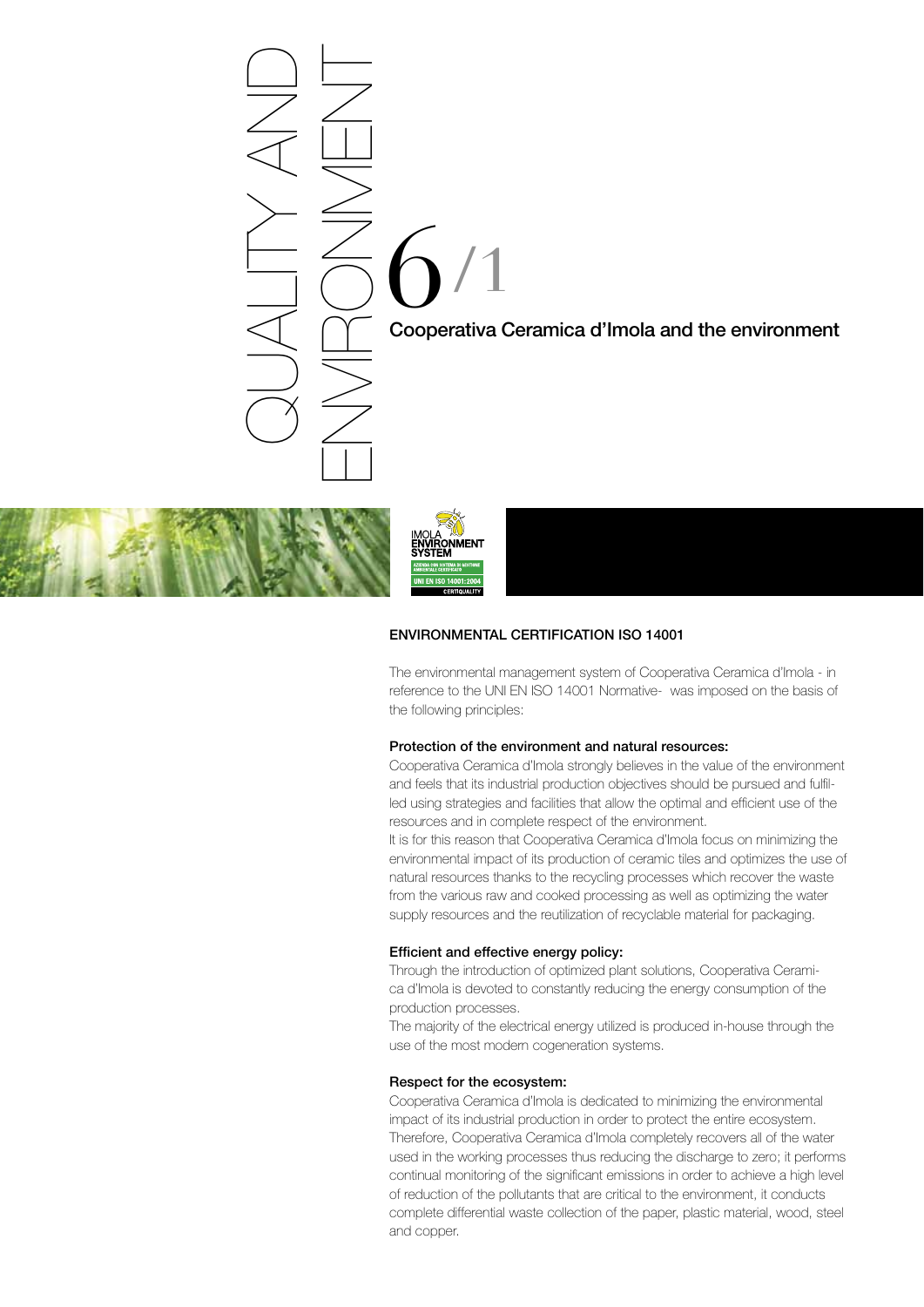# QUALITY AND ENVIRONMENT

## 6/1 Cooperativa Ceramica d'Imola and the environment

### ENVIRONMENTAL CERTIFICATION ISO 14001

The environmental management system of Cooperativa Ceramica d'Imola - in reference to the UNI EN ISO 14001 Normative- was imposed on the basis of the following principles:

**Protection of the environment and natural resources:**
Cooperativa Ceramica d'Imola strongly believes in the value of the environment and feels that its industrial production objectives should be pursued and fulfilled using strategies and facilities that allow the optimal and efficient use of the resources and in complete respect of the environment.
It is for this reason that Cooperativa Ceramica d'Imola focus on minimizing the environmental impact of its production of ceramic tiles and optimizes the use of natural resources thanks to the recycling processes which recover the waste from the various raw and cooked processing as well as optimizing the water supply resources and the reutilization of recyclable material for packaging.

**Efficient and effective energy policy:**
Through the introduction of optimized plant solutions, Cooperativa Ceramica d'Imola is devoted to constantly reducing the energy consumption of the production processes.
The majority of the electrical energy utilized is produced in-house through the use of the most modern cogeneration systems.

**Respect for the ecosystem:**
Cooperativa Ceramica d'Imola is dedicated to minimizing the environmental impact of its industrial production in order to protect the entire ecosystem. Therefore, Cooperativa Ceramica d'Imola completely recovers all of the water used in the working processes thus reducing the discharge to zero; it performs continual monitoring of the significant emissions in order to achieve a high level of reduction of the pollutants that are critical to the environment, it conducts complete differential waste collection of the paper, plastic material, wood, steel and copper.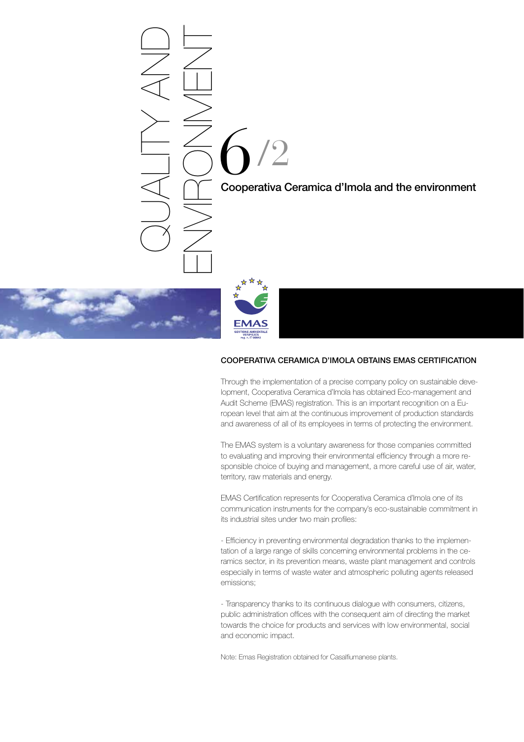# QUALITY AND ENVIRONMENT

# 6/2

## Cooperativa Ceramica d'Imola and the environment

### COOPERATIVA CERAMICA D'IMOLA OBTAINS EMAS CERTIFICATION

Through the implementation of a precise company policy on sustainable development, Cooperativa Ceramica d'Imola has obtained Eco-management and Audit Scheme (EMAS) registration. This is an important recognition on a European level that aim at the continuous improvement of production standards and awareness of all of its employees in terms of protecting the environment.

The EMAS system is a voluntary awareness for those companies committed to evaluating and improving their environmental efficiency through a more responsible choice of buying and management, a more careful use of air, water, territory, raw materials and energy.

EMAS Certification represents for Cooperativa Ceramica d'Imola one of its communication instruments for the company's eco-sustainable commitment in its industrial sites under two main profiles:

- Efficiency in preventing environmental degradation thanks to the implementation of a large range of skills concerning environmental problems in the ceramics sector, in its prevention means, waste plant management and controls especially in terms of waste water and atmospheric polluting agents released emissions;

- Transparency thanks to its continuous dialogue with consumers, citizens, public administration offices with the consequent aim of directing the market towards the choice for products and services with low environmental, social and economic impact.

Note: Emas Registration obtained for Casalfiumanese plants.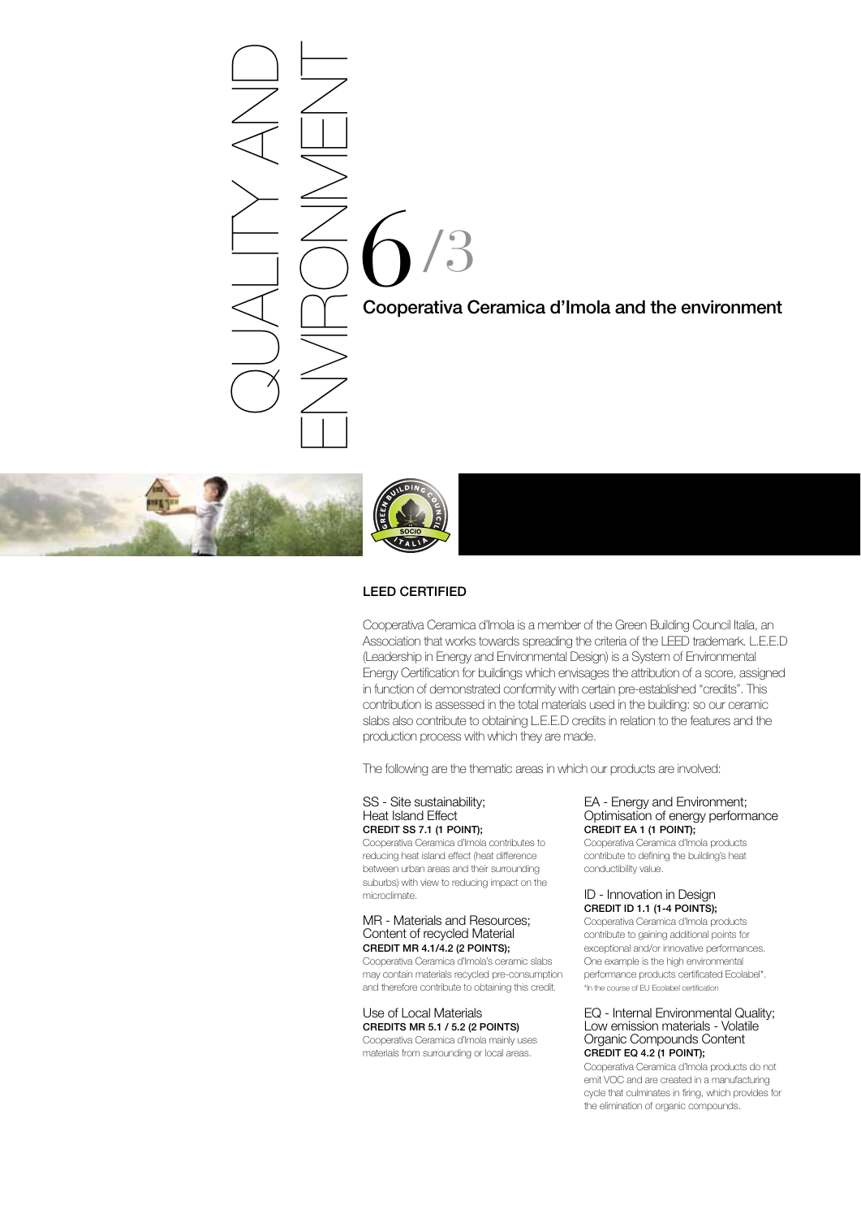# QUALITY AND ENVIRONMENT

## 6/3

## Cooperativa Ceramica d'Imola and the environment

### LEED CERTIFIED

Cooperativa Ceramica d'Imola is a member of the Green Building Council Italia, an Association that works towards spreading the criteria of the LEED trademark. L.E.E.D (Leadership in Energy and Environmental Design) is a System of Environmental Energy Certification for buildings which envisages the attribution of a score, assigned in function of demonstrated conformity with certain pre-established "credits". This contribution is assessed in the total materials used in the building: so our ceramic slabs also contribute to obtaining L.E.E.D credits in relation to the features and the production process with which they are made.

The following are the thematic areas in which our products are involved:

SS - Site sustainability;
Heat Island Effect
**CREDIT SS 7.1 (1 POINT);**
Cooperativa Ceramica d'Imola contributes to reducing heat island effect (heat difference between urban areas and their surrounding suburbs) with view to reducing impact on the microclimate.

MR - Materials and Resources;
Content of recycled Material
**CREDIT MR 4.1/4.2 (2 POINTS);**
Cooperativa Ceramica d'Imola's ceramic slabs may contain materials recycled pre-consumption and therefore contribute to obtaining this credit.

Use of Local Materials
**CREDITS MR 5.1 / 5.2 (2 POINTS)**
Cooperativa Ceramica d'Imola mainly uses materials from surrounding or local areas.

EA - Energy and Environment;
Optimisation of energy performance
**CREDIT EA 1 (1 POINT);**
Cooperativa Ceramica d'Imola products contribute to defining the building's heat conductibility value.

ID - Innovation in Design
**CREDIT ID 1.1 (1-4 POINTS);**
Cooperativa Ceramica d'Imola products contribute to gaining additional points for exceptional and/or innovative performances. One example is the high environmental performance products certificated Ecolabel*.
*In the course of EU Ecolabel certification

EQ - Internal Environmental Quality;
Low emission materials - Volatile Organic Compounds Content
**CREDIT EQ 4.2 (1 POINT);**
Cooperativa Ceramica d'Imola products do not emit VOC and are created in a manufacturing cycle that culminates in firing, which provides for the elimination of organic compounds.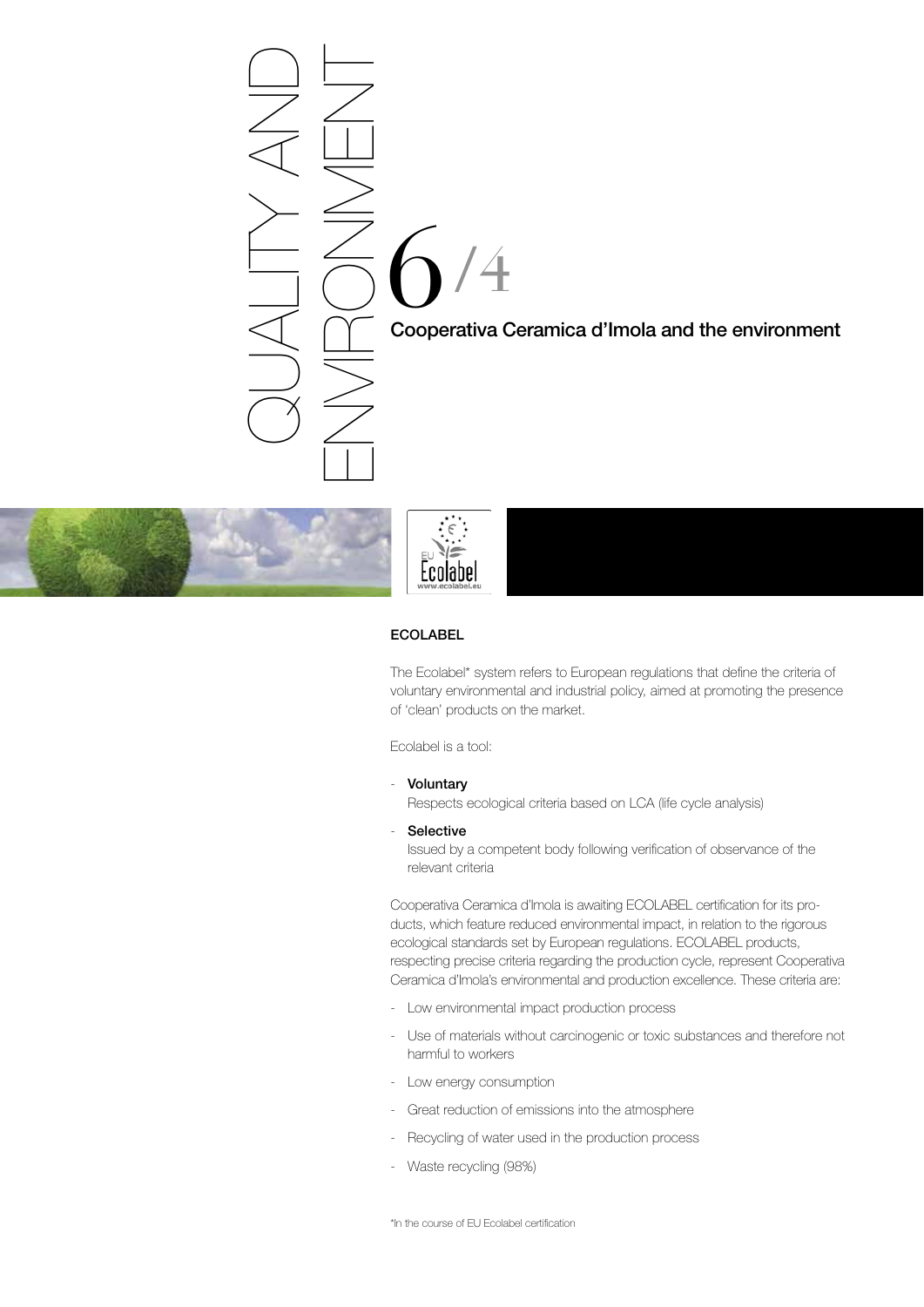# QUALITY AND ENVIRONMENT

## 6/4 Cooperativa Ceramica d'Imola and the environment

### ECOLABEL

The Ecolabel* system refers to European regulations that define the criteria of voluntary environmental and industrial policy, aimed at promoting the presence of 'clean' products on the market.

Ecolabel is a tool:

- **Voluntary**
  Respects ecological criteria based on LCA (life cycle analysis)
- **Selective**
  Issued by a competent body following verification of observance of the relevant criteria

Cooperativa Ceramica d'Imola is awaiting ECOLABEL certification for its products, which feature reduced environmental impact, in relation to the rigorous ecological standards set by European regulations. ECOLABEL products, respecting precise criteria regarding the production cycle, represent Cooperativa Ceramica d'Imola's environmental and production excellence. These criteria are:

- Low environmental impact production process
- Use of materials without carcinogenic or toxic substances and therefore not harmful to workers
- Low energy consumption
- Great reduction of emissions into the atmosphere
- Recycling of water used in the production process
- Waste recycling (98%)

*In the course of EU Ecolabel certification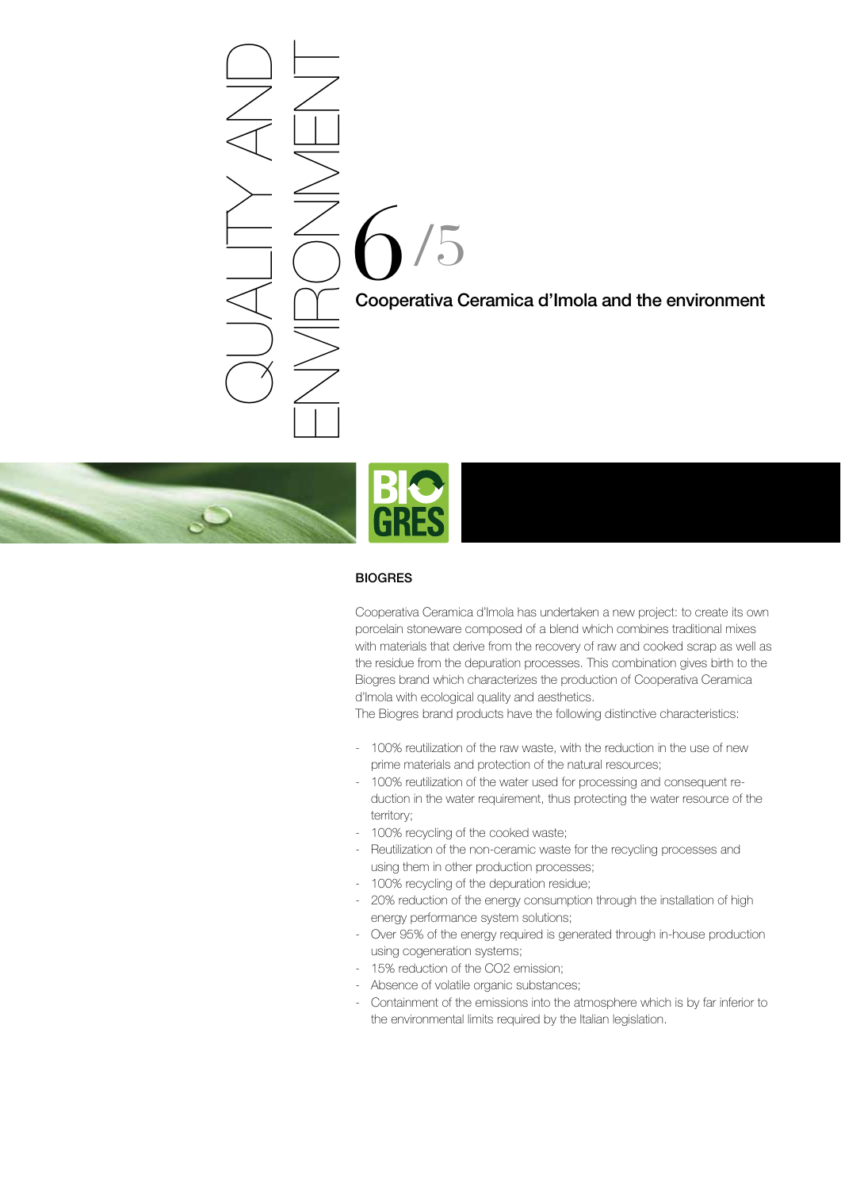QUALITY AND ENVIRONMENT

# 6/5

## Cooperativa Ceramica d'Imola and the environment

BIO GRES

### BIOGRES

Cooperativa Ceramica d'Imola has undertaken a new project: to create its own porcelain stoneware composed of a blend which combines traditional mixes with materials that derive from the recovery of raw and cooked scrap as well as the residue from the depuration processes. This combination gives birth to the Biogres brand which characterizes the production of Cooperativa Ceramica d'Imola with ecological quality and aesthetics.

The Biogres brand products have the following distinctive characteristics:

- 100% reutilization of the raw waste, with the reduction in the use of new prime materials and protection of the natural resources;
- 100% reutilization of the water used for processing and consequent reduction in the water requirement, thus protecting the water resource of the territory;
- 100% recycling of the cooked waste;
- Reutilization of the non-ceramic waste for the recycling processes and using them in other production processes;
- 100% recycling of the depuration residue;
- 20% reduction of the energy consumption through the installation of high energy performance system solutions;
- Over 95% of the energy required is generated through in-house production using cogeneration systems;
- 15% reduction of the $CO_2$ emission;
- Absence of volatile organic substances;
- Containment of the emissions into the atmosphere which is by far inferior to the environmental limits required by the Italian legislation.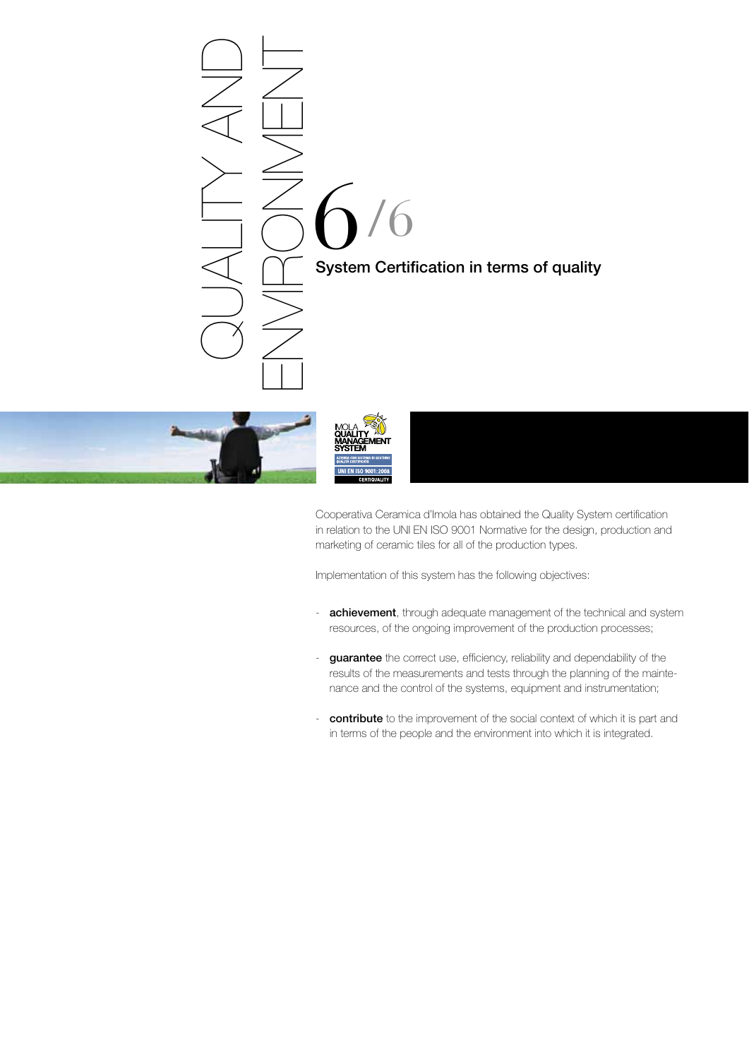# QUALITY AND ENVIRONMENT

## 6/6

### System Certification in terms of quality

Cooperativa Ceramica d'Imola has obtained the Quality System certification in relation to the UNI EN ISO 9001 Normative for the design, production and marketing of ceramic tiles for all of the production types.

Implementation of this system has the following objectives:

- **achievement**, through adequate management of the technical and system resources, of the ongoing improvement of the production processes;

- **guarantee** the correct use, efficiency, reliability and dependability of the results of the measurements and tests through the planning of the maintenance and the control of the systems, equipment and instrumentation;

- **contribute** to the improvement of the social context of which it is part and in terms of the people and the environment into which it is integrated.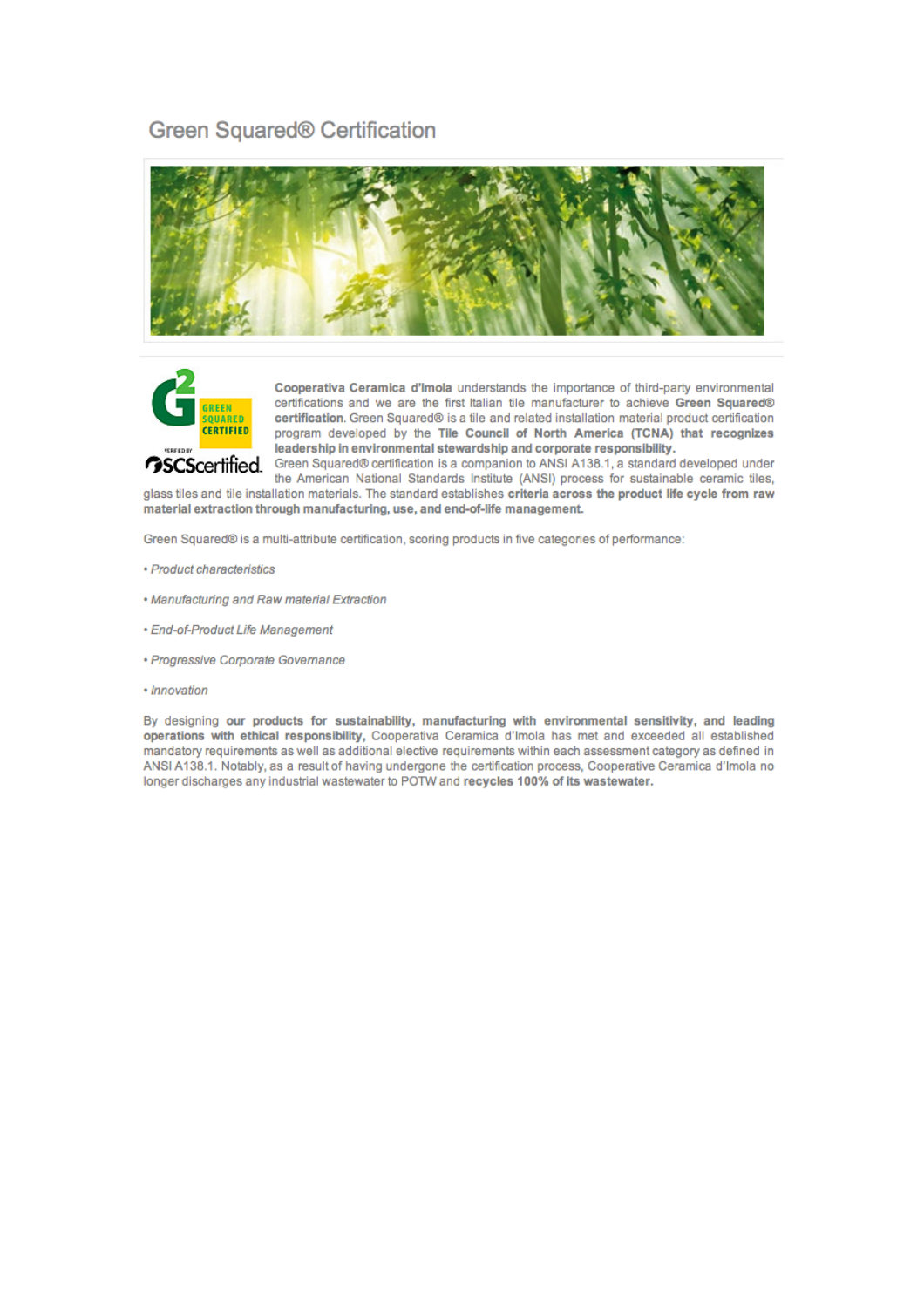# Green Squared® Certification

**Cooperativa Ceramica d'Imola** understands the importance of third-party environmental certifications and we are the first Italian tile manufacturer to achieve **Green Squared® certification**. Green Squared® is a tile and related installation material product certification program developed by the **Tile Council of North America (TCNA) that recognizes leadership in environmental stewardship and corporate responsibility.**
Green Squared® certification is a companion to ANSI A138.1, a standard developed under the American National Standards Institute (ANSI) process for sustainable ceramic tiles, glass tiles and tile installation materials. The standard establishes **criteria across the product life cycle from raw material extraction through manufacturing, use, and end-of-life management.**

Green Squared® is a multi-attribute certification, scoring products in five categories of performance:

- *Product characteristics*
- *Manufacturing and Raw material Extraction*
- *End-of-Product Life Management*
- *Progressive Corporate Governance*
- *Innovation*

By designing **our products for sustainability, manufacturing with environmental sensitivity, and leading operations with ethical responsibility,** Cooperativa Ceramica d'Imola has met and exceeded all established mandatory requirements as well as additional elective requirements within each assessment category as defined in ANSI A138.1. Notably, as a result of having undergone the certification process, Cooperative Ceramica d'Imola no longer discharges any industrial wastewater to POTW and **recycles 100% of its wastewater.**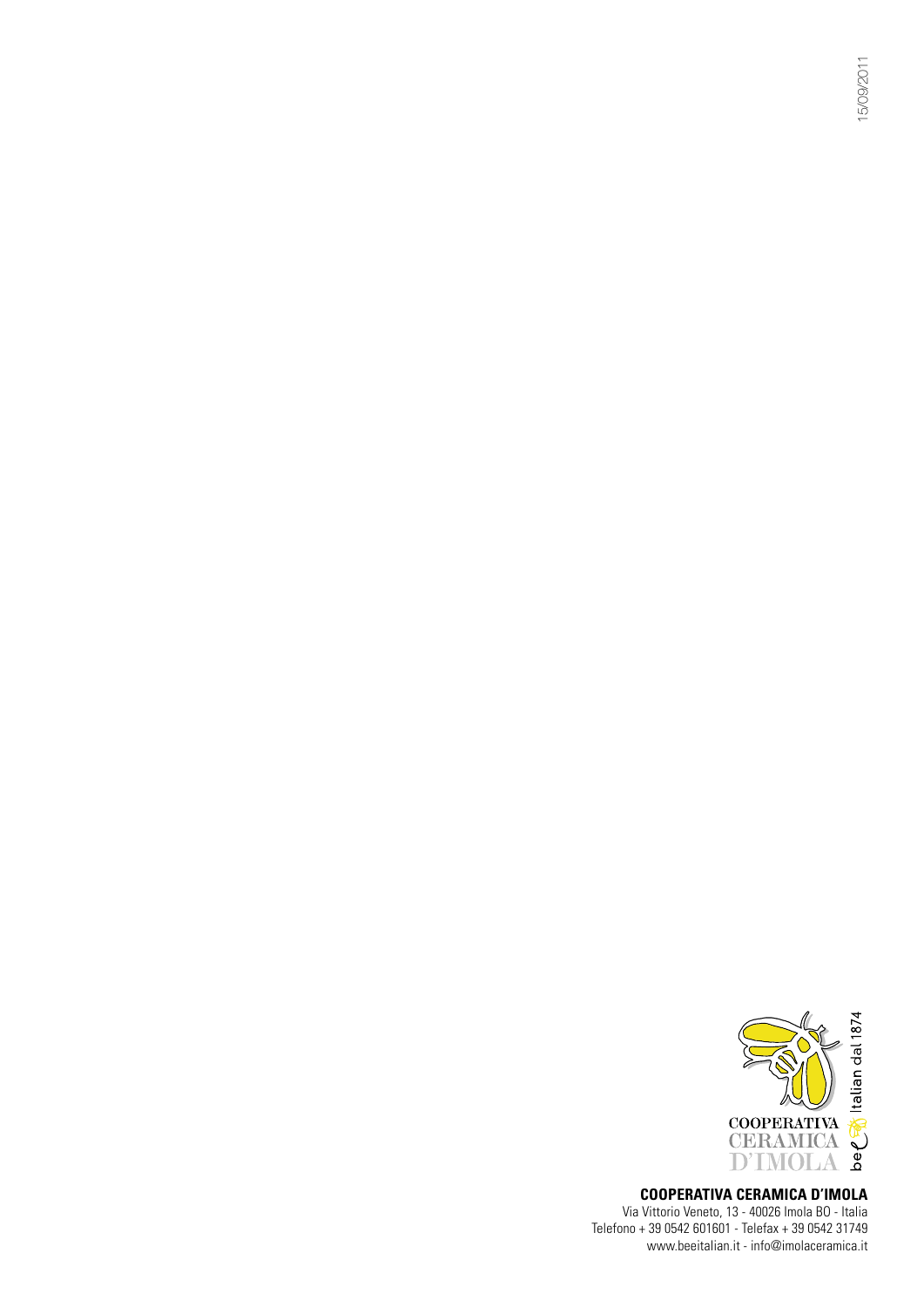15/09/2011

COOPERATIVA
CERAMICA
D'IMOLA

bee Italian dal 1874

**COOPERATIVA CERAMICA D'IMOLA**
Via Vittorio Veneto, 13 - 40026 Imola BO - Italia
Telefono + 39 0542 601601 - Telefax + 39 0542 31749
www.beeitalian.it - info@imolaceramica.it